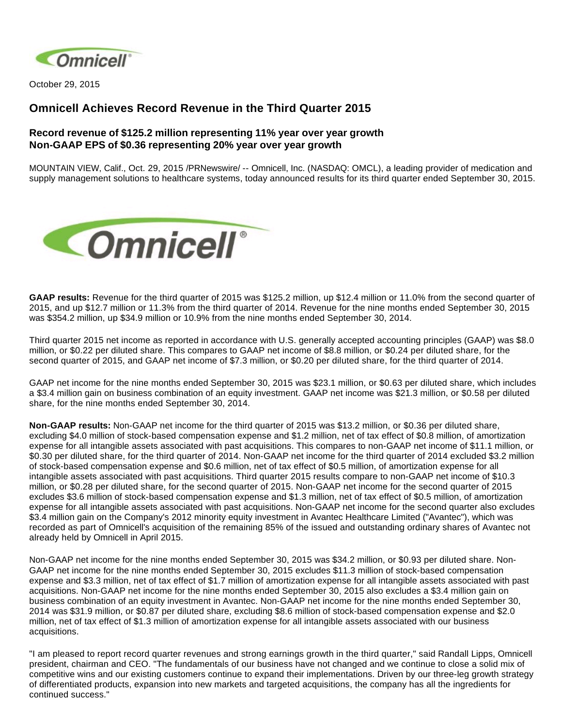October 29, 2015

# Omnicell Achieves Record Revenue in the Third Quarter 2015

## Record revenue of $125.2 million representing 11% year over year growth
## Non-GAAP EPS of $0.36 representing 20% year over year growth

MOUNTAIN VIEW, Calif., Oct. 29, 2015 /PRNewswire/ -- Omnicell, Inc. (NASDAQ: OMCL), a leading provider of medication and supply management solutions to healthcare systems, today announced results for its third quarter ended September 30, 2015.

**GAAP results:** Revenue for the third quarter of 2015 was $125.2 million, up $12.4 million or 11.0% from the second quarter of 2015, and up $12.7 million or 11.3% from the third quarter of 2014. Revenue for the nine months ended September 30, 2015 was $354.2 million, up $34.9 million or 10.9% from the nine months ended September 30, 2014.

Third quarter 2015 net income as reported in accordance with U.S. generally accepted accounting principles (GAAP) was $8.0 million, or $0.22 per diluted share. This compares to GAAP net income of $8.8 million, or $0.24 per diluted share, for the second quarter of 2015, and GAAP net income of $7.3 million, or $0.20 per diluted share, for the third quarter of 2014.

GAAP net income for the nine months ended September 30, 2015 was $23.1 million, or $0.63 per diluted share, which includes a $3.4 million gain on business combination of an equity investment. GAAP net income was $21.3 million, or $0.58 per diluted share, for the nine months ended September 30, 2014.

**Non-GAAP results:** Non-GAAP net income for the third quarter of 2015 was $13.2 million, or $0.36 per diluted share, excluding $4.0 million of stock-based compensation expense and $1.2 million, net of tax effect of $0.8 million, of amortization expense for all intangible assets associated with past acquisitions. This compares to non-GAAP net income of $11.1 million, or $0.30 per diluted share, for the third quarter of 2014. Non-GAAP net income for the third quarter of 2014 excluded $3.2 million of stock-based compensation expense and $0.6 million, net of tax effect of $0.5 million, of amortization expense for all intangible assets associated with past acquisitions. Third quarter 2015 results compare to non-GAAP net income of $10.3 million, or $0.28 per diluted share, for the second quarter of 2015. Non-GAAP net income for the second quarter of 2015 excludes $3.6 million of stock-based compensation expense and $1.3 million, net of tax effect of $0.5 million, of amortization expense for all intangible assets associated with past acquisitions. Non-GAAP net income for the second quarter also excludes $3.4 million gain on the Company's 2012 minority equity investment in Avantec Healthcare Limited ("Avantec"), which was recorded as part of Omnicell's acquisition of the remaining 85% of the issued and outstanding ordinary shares of Avantec not already held by Omnicell in April 2015.

Non-GAAP net income for the nine months ended September 30, 2015 was $34.2 million, or $0.93 per diluted share. Non-GAAP net income for the nine months ended September 30, 2015 excludes $11.3 million of stock-based compensation expense and $3.3 million, net of tax effect of $1.7 million of amortization expense for all intangible assets associated with past acquisitions. Non-GAAP net income for the nine months ended September 30, 2015 also excludes a $3.4 million gain on business combination of an equity investment in Avantec. Non-GAAP net income for the nine months ended September 30, 2014 was $31.9 million, or $0.87 per diluted share, excluding $8.6 million of stock-based compensation expense and $2.0 million, net of tax effect of $1.3 million of amortization expense for all intangible assets associated with our business acquisitions.

"I am pleased to report record quarter revenues and strong earnings growth in the third quarter," said Randall Lipps, Omnicell president, chairman and CEO. "The fundamentals of our business have not changed and we continue to close a solid mix of competitive wins and our existing customers continue to expand their implementations. Driven by our three-leg growth strategy of differentiated products, expansion into new markets and targeted acquisitions, the company has all the ingredients for continued success."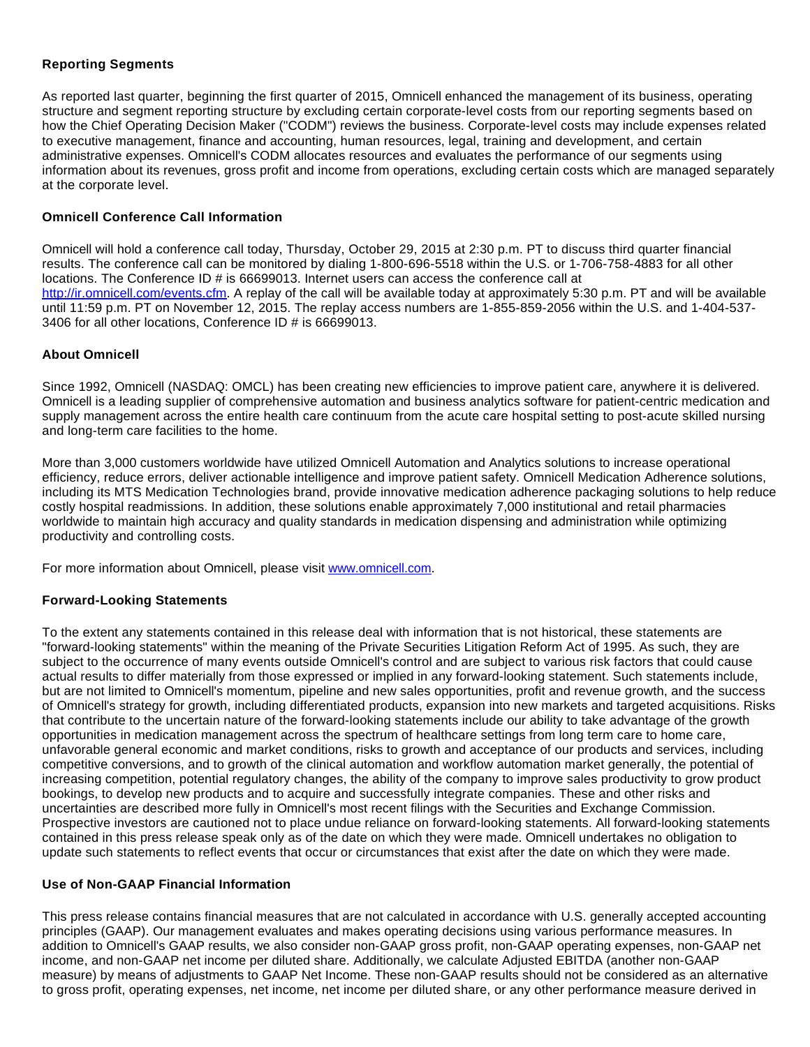### Reporting Segments

As reported last quarter, beginning the first quarter of 2015, Omnicell enhanced the management of its business, operating structure and segment reporting structure by excluding certain corporate-level costs from our reporting segments based on how the Chief Operating Decision Maker ("CODM") reviews the business. Corporate-level costs may include expenses related to executive management, finance and accounting, human resources, legal, training and development, and certain administrative expenses. Omnicell's CODM allocates resources and evaluates the performance of our segments using information about its revenues, gross profit and income from operations, excluding certain costs which are managed separately at the corporate level.

### Omnicell Conference Call Information

Omnicell will hold a conference call today, Thursday, October 29, 2015 at 2:30 p.m. PT to discuss third quarter financial results. The conference call can be monitored by dialing 1-800-696-5518 within the U.S. or 1-706-758-4883 for all other locations. The Conference ID # is 66699013. Internet users can access the conference call at http://ir.omnicell.com/events.cfm. A replay of the call will be available today at approximately 5:30 p.m. PT and will be available until 11:59 p.m. PT on November 12, 2015. The replay access numbers are 1-855-859-2056 within the U.S. and 1-404-537-3406 for all other locations, Conference ID # is 66699013.

### About Omnicell

Since 1992, Omnicell (NASDAQ: OMCL) has been creating new efficiencies to improve patient care, anywhere it is delivered. Omnicell is a leading supplier of comprehensive automation and business analytics software for patient-centric medication and supply management across the entire health care continuum from the acute care hospital setting to post-acute skilled nursing and long-term care facilities to the home.

More than 3,000 customers worldwide have utilized Omnicell Automation and Analytics solutions to increase operational efficiency, reduce errors, deliver actionable intelligence and improve patient safety. Omnicell Medication Adherence solutions, including its MTS Medication Technologies brand, provide innovative medication adherence packaging solutions to help reduce costly hospital readmissions. In addition, these solutions enable approximately 7,000 institutional and retail pharmacies worldwide to maintain high accuracy and quality standards in medication dispensing and administration while optimizing productivity and controlling costs.

For more information about Omnicell, please visit www.omnicell.com.

### Forward-Looking Statements

To the extent any statements contained in this release deal with information that is not historical, these statements are "forward-looking statements" within the meaning of the Private Securities Litigation Reform Act of 1995. As such, they are subject to the occurrence of many events outside Omnicell's control and are subject to various risk factors that could cause actual results to differ materially from those expressed or implied in any forward-looking statement. Such statements include, but are not limited to Omnicell's momentum, pipeline and new sales opportunities, profit and revenue growth, and the success of Omnicell's strategy for growth, including differentiated products, expansion into new markets and targeted acquisitions. Risks that contribute to the uncertain nature of the forward-looking statements include our ability to take advantage of the growth opportunities in medication management across the spectrum of healthcare settings from long term care to home care, unfavorable general economic and market conditions, risks to growth and acceptance of our products and services, including competitive conversions, and to growth of the clinical automation and workflow automation market generally, the potential of increasing competition, potential regulatory changes, the ability of the company to improve sales productivity to grow product bookings, to develop new products and to acquire and successfully integrate companies. These and other risks and uncertainties are described more fully in Omnicell's most recent filings with the Securities and Exchange Commission. Prospective investors are cautioned not to place undue reliance on forward-looking statements. All forward-looking statements contained in this press release speak only as of the date on which they were made. Omnicell undertakes no obligation to update such statements to reflect events that occur or circumstances that exist after the date on which they were made.

### Use of Non-GAAP Financial Information

This press release contains financial measures that are not calculated in accordance with U.S. generally accepted accounting principles (GAAP). Our management evaluates and makes operating decisions using various performance measures. In addition to Omnicell's GAAP results, we also consider non-GAAP gross profit, non-GAAP operating expenses, non-GAAP net income, and non-GAAP net income per diluted share. Additionally, we calculate Adjusted EBITDA (another non-GAAP measure) by means of adjustments to GAAP Net Income. These non-GAAP results should not be considered as an alternative to gross profit, operating expenses, net income, net income per diluted share, or any other performance measure derived in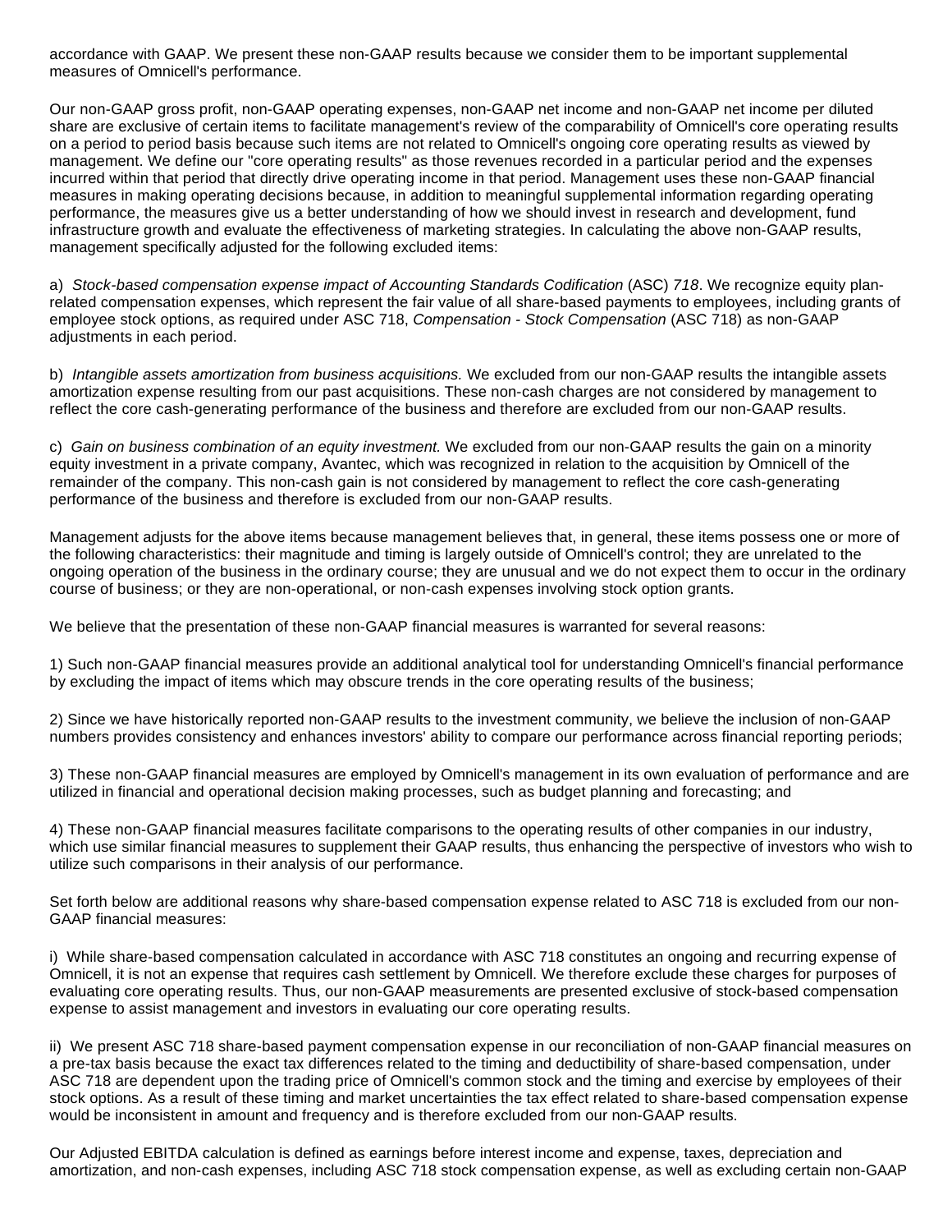accordance with GAAP. We present these non-GAAP results because we consider them to be important supplemental measures of Omnicell's performance.

Our non-GAAP gross profit, non-GAAP operating expenses, non-GAAP net income and non-GAAP net income per diluted share are exclusive of certain items to facilitate management's review of the comparability of Omnicell's core operating results on a period to period basis because such items are not related to Omnicell's ongoing core operating results as viewed by management. We define our "core operating results" as those revenues recorded in a particular period and the expenses incurred within that period that directly drive operating income in that period. Management uses these non-GAAP financial measures in making operating decisions because, in addition to meaningful supplemental information regarding operating performance, the measures give us a better understanding of how we should invest in research and development, fund infrastructure growth and evaluate the effectiveness of marketing strategies. In calculating the above non-GAAP results, management specifically adjusted for the following excluded items:

a) *Stock-based compensation expense impact of Accounting Standards Codification* (ASC) *718*. We recognize equity plan-related compensation expenses, which represent the fair value of all share-based payments to employees, including grants of employee stock options, as required under ASC 718, *Compensation - Stock Compensation* (ASC 718) as non-GAAP adjustments in each period.

b) *Intangible assets amortization from business acquisitions.* We excluded from our non-GAAP results the intangible assets amortization expense resulting from our past acquisitions. These non-cash charges are not considered by management to reflect the core cash-generating performance of the business and therefore are excluded from our non-GAAP results.

c) *Gain on business combination of an equity investment.* We excluded from our non-GAAP results the gain on a minority equity investment in a private company, Avantec, which was recognized in relation to the acquisition by Omnicell of the remainder of the company. This non-cash gain is not considered by management to reflect the core cash-generating performance of the business and therefore is excluded from our non-GAAP results.

Management adjusts for the above items because management believes that, in general, these items possess one or more of the following characteristics: their magnitude and timing is largely outside of Omnicell's control; they are unrelated to the ongoing operation of the business in the ordinary course; they are unusual and we do not expect them to occur in the ordinary course of business; or they are non-operational, or non-cash expenses involving stock option grants.

We believe that the presentation of these non-GAAP financial measures is warranted for several reasons:

1) Such non-GAAP financial measures provide an additional analytical tool for understanding Omnicell's financial performance by excluding the impact of items which may obscure trends in the core operating results of the business;

2) Since we have historically reported non-GAAP results to the investment community, we believe the inclusion of non-GAAP numbers provides consistency and enhances investors' ability to compare our performance across financial reporting periods;

3) These non-GAAP financial measures are employed by Omnicell's management in its own evaluation of performance and are utilized in financial and operational decision making processes, such as budget planning and forecasting; and

4) These non-GAAP financial measures facilitate comparisons to the operating results of other companies in our industry, which use similar financial measures to supplement their GAAP results, thus enhancing the perspective of investors who wish to utilize such comparisons in their analysis of our performance.

Set forth below are additional reasons why share-based compensation expense related to ASC 718 is excluded from our non-GAAP financial measures:

i) While share-based compensation calculated in accordance with ASC 718 constitutes an ongoing and recurring expense of Omnicell, it is not an expense that requires cash settlement by Omnicell. We therefore exclude these charges for purposes of evaluating core operating results. Thus, our non-GAAP measurements are presented exclusive of stock-based compensation expense to assist management and investors in evaluating our core operating results.

ii) We present ASC 718 share-based payment compensation expense in our reconciliation of non-GAAP financial measures on a pre-tax basis because the exact tax differences related to the timing and deductibility of share-based compensation, under ASC 718 are dependent upon the trading price of Omnicell's common stock and the timing and exercise by employees of their stock options. As a result of these timing and market uncertainties the tax effect related to share-based compensation expense would be inconsistent in amount and frequency and is therefore excluded from our non-GAAP results.

Our Adjusted EBITDA calculation is defined as earnings before interest income and expense, taxes, depreciation and amortization, and non-cash expenses, including ASC 718 stock compensation expense, as well as excluding certain non-GAAP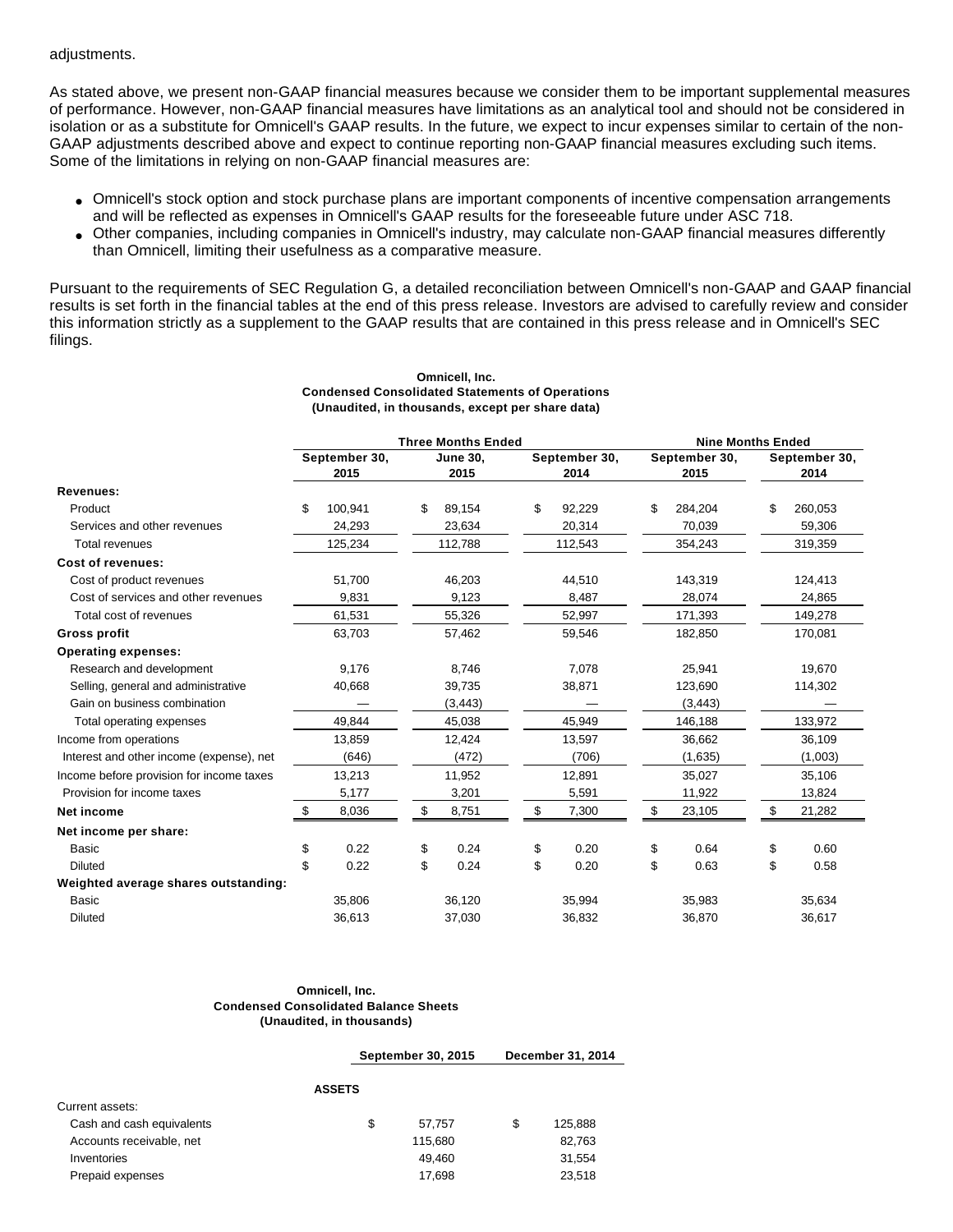adjustments.

As stated above, we present non-GAAP financial measures because we consider them to be important supplemental measures of performance. However, non-GAAP financial measures have limitations as an analytical tool and should not be considered in isolation or as a substitute for Omnicell's GAAP results. In the future, we expect to incur expenses similar to certain of the non-GAAP adjustments described above and expect to continue reporting non-GAAP financial measures excluding such items. Some of the limitations in relying on non-GAAP financial measures are:

- Omnicell's stock option and stock purchase plans are important components of incentive compensation arrangements and will be reflected as expenses in Omnicell's GAAP results for the foreseeable future under ASC 718.
- Other companies, including companies in Omnicell's industry, may calculate non-GAAP financial measures differently than Omnicell, limiting their usefulness as a comparative measure.

Pursuant to the requirements of SEC Regulation G, a detailed reconciliation between Omnicell's non-GAAP and GAAP financial results is set forth in the financial tables at the end of this press release. Investors are advised to carefully review and consider this information strictly as a supplement to the GAAP results that are contained in this press release and in Omnicell's SEC filings.

**Omnicell, Inc.**
**Condensed Consolidated Statements of Operations**
**(Unaudited, in thousands, except per share data)**

| | Three Months Ended | | | Nine Months Ended | |
|---|---|---|---|---|---|
| | September 30, 2015 | June 30, 2015 | September 30, 2014 | September 30, 2015 | September 30, 2014 |
| **Revenues:** | | | | | |
| Product | $ 100,941 | $ 89,154 | $ 92,229 | $ 284,204 | $ 260,053 |
| Services and other revenues | 24,293 | 23,634 | 20,314 | 70,039 | 59,306 |
| Total revenues | 125,234 | 112,788 | 112,543 | 354,243 | 319,359 |
| **Cost of revenues:** | | | | | |
| Cost of product revenues | 51,700 | 46,203 | 44,510 | 143,319 | 124,413 |
| Cost of services and other revenues | 9,831 | 9,123 | 8,487 | 28,074 | 24,865 |
| Total cost of revenues | 61,531 | 55,326 | 52,997 | 171,393 | 149,278 |
| **Gross profit** | 63,703 | 57,462 | 59,546 | 182,850 | 170,081 |
| **Operating expenses:** | | | | | |
| Research and development | 9,176 | 8,746 | 7,078 | 25,941 | 19,670 |
| Selling, general and administrative | 40,668 | 39,735 | 38,871 | 123,690 | 114,302 |
| Gain on business combination | — | (3,443) | — | (3,443) | — |
| Total operating expenses | 49,844 | 45,038 | 45,949 | 146,188 | 133,972 |
| Income from operations | 13,859 | 12,424 | 13,597 | 36,662 | 36,109 |
| Interest and other income (expense), net | (646) | (472) | (706) | (1,635) | (1,003) |
| Income before provision for income taxes | 13,213 | 11,952 | 12,891 | 35,027 | 35,106 |
| Provision for income taxes | 5,177 | 3,201 | 5,591 | 11,922 | 13,824 |
| **Net income** | $ 8,036 | $ 8,751 | $ 7,300 | $ 23,105 | $ 21,282 |
| **Net income per share:** | | | | | |
| Basic | $ 0.22 | $ 0.24 | $ 0.20 | $ 0.64 | $ 0.60 |
| Diluted | $ 0.22 | $ 0.24 | $ 0.20 | $ 0.63 | $ 0.58 |
| **Weighted average shares outstanding:** | | | | | |
| Basic | 35,806 | 36,120 | 35,994 | 35,983 | 35,634 |
| Diluted | 36,613 | 37,030 | 36,832 | 36,870 | 36,617 |

**Omnicell, Inc.**
**Condensed Consolidated Balance Sheets**
**(Unaudited, in thousands)**

| | September 30, 2015 | December 31, 2014 |
|---|---|---|
| **ASSETS** | | |
| Current assets: | | |
| Cash and cash equivalents | $ 57,757 | $ 125,888 |
| Accounts receivable, net | 115,680 | 82,763 |
| Inventories | 49,460 | 31,554 |
| Prepaid expenses | 17,698 | 23,518 |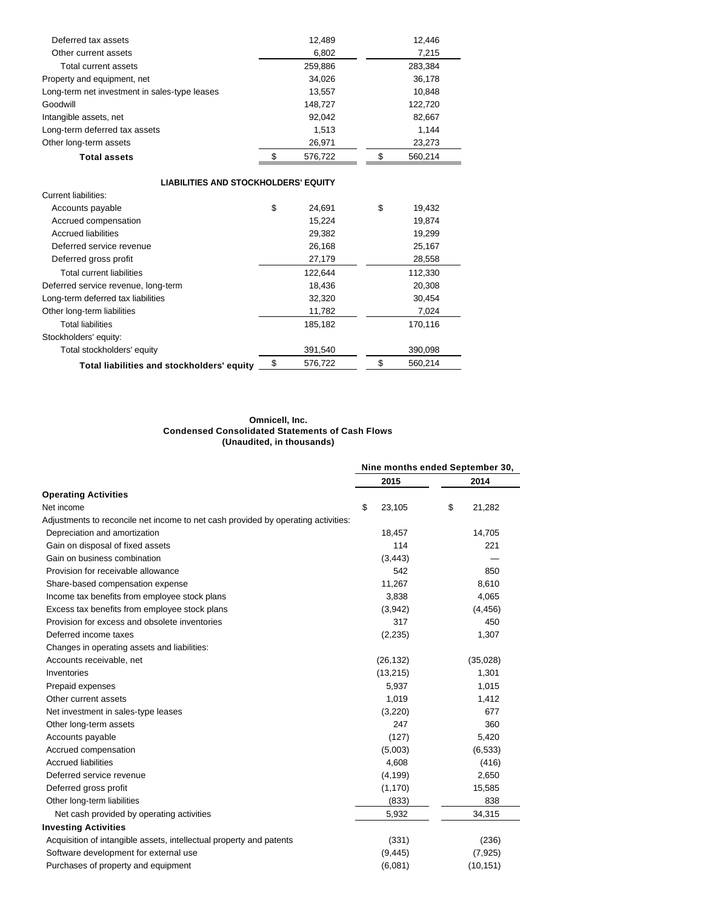| | | |
|---|---|---|
| Deferred tax assets | 12,489 | 12,446 |
| Other current assets | 6,802 | 7,215 |
| Total current assets | 259,886 | 283,384 |
| Property and equipment, net | 34,026 | 36,178 |
| Long-term net investment in sales-type leases | 13,557 | 10,848 |
| Goodwill | 148,727 | 122,720 |
| Intangible assets, net | 92,042 | 82,667 |
| Long-term deferred tax assets | 1,513 | 1,144 |
| Other long-term assets | 26,971 | 23,273 |
| **Total assets** | $ 576,722 | $ 560,214 |
| **LIABILITIES AND STOCKHOLDERS' EQUITY** | | |
| Current liabilities: | | |
| Accounts payable | $ 24,691 | $ 19,432 |
| Accrued compensation | 15,224 | 19,874 |
| Accrued liabilities | 29,382 | 19,299 |
| Deferred service revenue | 26,168 | 25,167 |
| Deferred gross profit | 27,179 | 28,558 |
| Total current liabilities | 122,644 | 112,330 |
| Deferred service revenue, long-term | 18,436 | 20,308 |
| Long-term deferred tax liabilities | 32,320 | 30,454 |
| Other long-term liabilities | 11,782 | 7,024 |
| Total liabilities | 185,182 | 170,116 |
| Stockholders' equity: | | |
| Total stockholders' equity | 391,540 | 390,098 |
| **Total liabilities and stockholders' equity** | $ 576,722 | $ 560,214 |

**Omnicell, Inc.**
**Condensed Consolidated Statements of Cash Flows**
**(Unaudited, in thousands)**

| | Nine months ended September 30, | |
|---|---|---|
| | **2015** | **2014** |
| **Operating Activities** | | |
| Net income | $ 23,105 | $ 21,282 |
| Adjustments to reconcile net income to net cash provided by operating activities: | | |
| Depreciation and amortization | 18,457 | 14,705 |
| Gain on disposal of fixed assets | 114 | 221 |
| Gain on business combination | (3,443) | — |
| Provision for receivable allowance | 542 | 850 |
| Share-based compensation expense | 11,267 | 8,610 |
| Income tax benefits from employee stock plans | 3,838 | 4,065 |
| Excess tax benefits from employee stock plans | (3,942) | (4,456) |
| Provision for excess and obsolete inventories | 317 | 450 |
| Deferred income taxes | (2,235) | 1,307 |
| Changes in operating assets and liabilities: | | |
| Accounts receivable, net | (26,132) | (35,028) |
| Inventories | (13,215) | 1,301 |
| Prepaid expenses | 5,937 | 1,015 |
| Other current assets | 1,019 | 1,412 |
| Net investment in sales-type leases | (3,220) | 677 |
| Other long-term assets | 247 | 360 |
| Accounts payable | (127) | 5,420 |
| Accrued compensation | (5,003) | (6,533) |
| Accrued liabilities | 4,608 | (416) |
| Deferred service revenue | (4,199) | 2,650 |
| Deferred gross profit | (1,170) | 15,585 |
| Other long-term liabilities | (833) | 838 |
| Net cash provided by operating activities | 5,932 | 34,315 |
| **Investing Activities** | | |
| Acquisition of intangible assets, intellectual property and patents | (331) | (236) |
| Software development for external use | (9,445) | (7,925) |
| Purchases of property and equipment | (6,081) | (10,151) |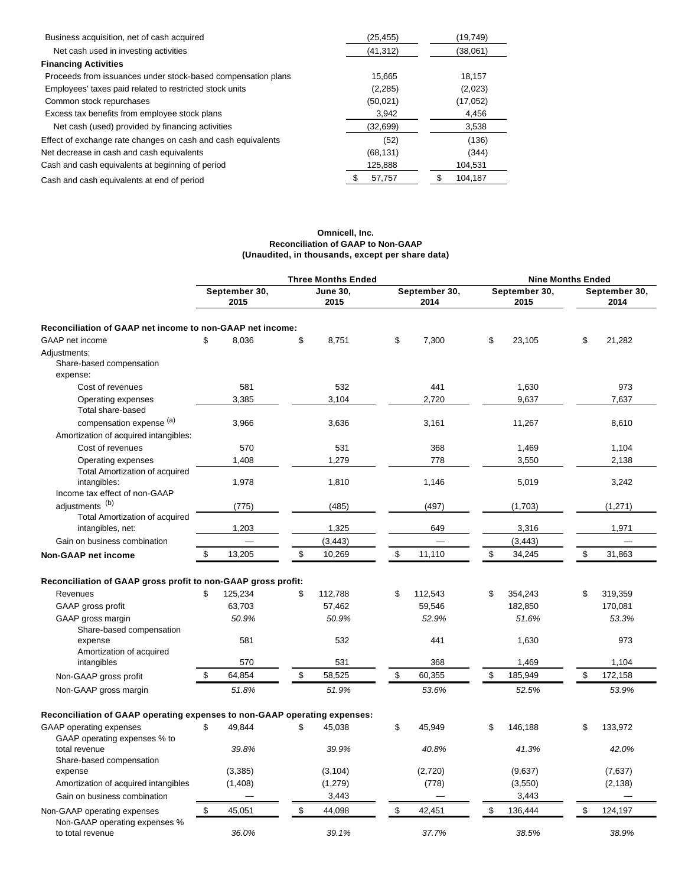| | | |
|---|---|---|
| Business acquisition, net of cash acquired | (25,455) | (19,749) |
| Net cash used in investing activities | (41,312) | (38,061) |
| **Financing Activities** | | |
| Proceeds from issuances under stock-based compensation plans | 15,665 | 18,157 |
| Employees' taxes paid related to restricted stock units | (2,285) | (2,023) |
| Common stock repurchases | (50,021) | (17,052) |
| Excess tax benefits from employee stock plans | 3,942 | 4,456 |
| Net cash (used) provided by financing activities | (32,699) | 3,538 |
| Effect of exchange rate changes on cash and cash equivalents | (52) | (136) |
| Net decrease in cash and cash equivalents | (68,131) | (344) |
| Cash and cash equivalents at beginning of period | 125,888 | 104,531 |
| Cash and cash equivalents at end of period | $ 57,757 | $ 104,187 |

**Omnicell, Inc.**
**Reconciliation of GAAP to Non-GAAP**
**(Unaudited, in thousands, except per share data)**

| | Three Months Ended | | | Nine Months Ended | |
|---|---|---|---|---|---|
| | September 30, 2015 | June 30, 2015 | September 30, 2014 | September 30, 2015 | September 30, 2014 |
| **Reconciliation of GAAP net income to non-GAAP net income:** | | | | | |
| GAAP net income | $ 8,036 | $ 8,751 | $ 7,300 | $ 23,105 | $ 21,282 |
| Adjustments: | | | | | |
| Share-based compensation expense: | | | | | |
| Cost of revenues | 581 | 532 | 441 | 1,630 | 973 |
| Operating expenses | 3,385 | 3,104 | 2,720 | 9,637 | 7,637 |
| Total share-based compensation expense [(a)] | 3,966 | 3,636 | 3,161 | 11,267 | 8,610 |
| Amortization of acquired intangibles: | | | | | |
| Cost of revenues | 570 | 531 | 368 | 1,469 | 1,104 |
| Operating expenses | 1,408 | 1,279 | 778 | 3,550 | 2,138 |
| Total Amortization of acquired intangibles: | 1,978 | 1,810 | 1,146 | 5,019 | 3,242 |
| Income tax effect of non-GAAP adjustments [(b)] | (775) | (485) | (497) | (1,703) | (1,271) |
| Total Amortization of acquired intangibles, net: | 1,203 | 1,325 | 649 | 3,316 | 1,971 |
| Gain on business combination | — | (3,443) | — | (3,443) | — |
| **Non-GAAP net income** | $ 13,205 | $ 10,269 | $ 11,110 | $ 34,245 | $ 31,863 |
| **Reconciliation of GAAP gross profit to non-GAAP gross profit:** | | | | | |
| Revenues | $ 125,234 | $ 112,788 | $ 112,543 | $ 354,243 | $ 319,359 |
| GAAP gross profit | 63,703 | 57,462 | 59,546 | 182,850 | 170,081 |
| GAAP gross margin | *50.9%* | *50.9%* | *52.9%* | *51.6%* | *53.3%* |
| Share-based compensation expense | 581 | 532 | 441 | 1,630 | 973 |
| Amortization of acquired intangibles | 570 | 531 | 368 | 1,469 | 1,104 |
| Non-GAAP gross profit | $ 64,854 | $ 58,525 | $ 60,355 | $ 185,949 | $ 172,158 |
| Non-GAAP gross margin | *51.8%* | *51.9%* | *53.6%* | *52.5%* | *53.9%* |
| **Reconciliation of GAAP operating expenses to non-GAAP operating expenses:** | | | | | |
| GAAP operating expenses | $ 49,844 | $ 45,038 | $ 45,949 | $ 146,188 | $ 133,972 |
| GAAP operating expenses % to total revenue | *39.8%* | *39.9%* | *40.8%* | *41.3%* | *42.0%* |
| Share-based compensation expense | (3,385) | (3,104) | (2,720) | (9,637) | (7,637) |
| Amortization of acquired intangibles | (1,408) | (1,279) | (778) | (3,550) | (2,138) |
| Gain on business combination | — | 3,443 | — | 3,443 | — |
| Non-GAAP operating expenses | $ 45,051 | $ 44,098 | $ 42,451 | $ 136,444 | $ 124,197 |
| Non-GAAP operating expenses % to total revenue | *36.0%* | *39.1%* | *37.7%* | *38.5%* | *38.9%* |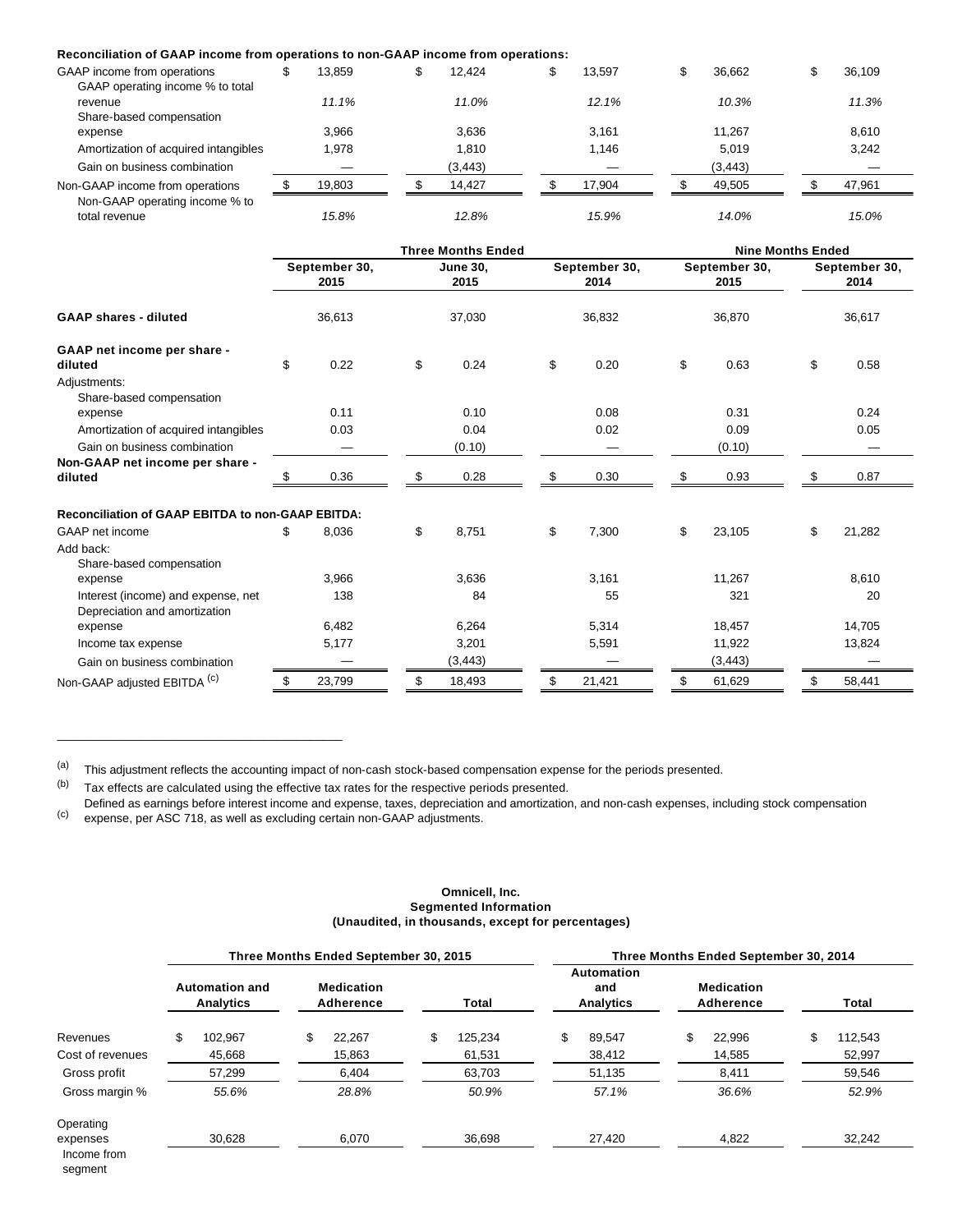**Reconciliation of GAAP income from operations to non-GAAP income from operations:**

| | September 30, 2015 | June 30, 2015 | September 30, 2014 | September 30, 2015 (Nine Months) | September 30, 2014 (Nine Months) |
|---|---|---|---|---|---|
| GAAP income from operations | $ 13,859 | $ 12,424 | $ 13,597 | $ 36,662 | $ 36,109 |
| GAAP operating income % to total revenue | *11.1%* | *11.0%* | *12.1%* | *10.3%* | *11.3%* |
| Share-based compensation expense | 3,966 | 3,636 | 3,161 | 11,267 | 8,610 |
| Amortization of acquired intangibles | 1,978 | 1,810 | 1,146 | 5,019 | 3,242 |
| Gain on business combination | — | (3,443) | — | (3,443) | — |
| Non-GAAP income from operations | $ 19,803 | $ 14,427 | $ 17,904 | $ 49,505 | $ 47,961 |
| Non-GAAP operating income % to total revenue | *15.8%* | *12.8%* | *15.9%* | *14.0%* | *15.0%* |

| | Three Months Ended | | | Nine Months Ended | |
|---|---|---|---|---|---|
| | **September 30, 2015** | **June 30, 2015** | **September 30, 2014** | **September 30, 2015** | **September 30, 2014** |
| **GAAP shares - diluted** | 36,613 | 37,030 | 36,832 | 36,870 | 36,617 |
| **GAAP net income per share - diluted** | $ 0.22 | $ 0.24 | $ 0.20 | $ 0.63 | $ 0.58 |
| Adjustments: | | | | | |
| Share-based compensation expense | 0.11 | 0.10 | 0.08 | 0.31 | 0.24 |
| Amortization of acquired intangibles | 0.03 | 0.04 | 0.02 | 0.09 | 0.05 |
| Gain on business combination | — | (0.10) | — | (0.10) | — |
| **Non-GAAP net income per share - diluted** | $ 0.36 | $ 0.28 | $ 0.30 | $ 0.93 | $ 0.87 |
| | | | | | |
| **Reconciliation of GAAP EBITDA to non-GAAP EBITDA:** | | | | | |
| GAAP net income | $ 8,036 | $ 8,751 | $ 7,300 | $ 23,105 | $ 21,282 |
| Add back: | | | | | |
| Share-based compensation expense | 3,966 | 3,636 | 3,161 | 11,267 | 8,610 |
| Interest (income) and expense, net | 138 | 84 | 55 | 321 | 20 |
| Depreciation and amortization expense | 6,482 | 6,264 | 5,314 | 18,457 | 14,705 |
| Income tax expense | 5,177 | 3,201 | 5,591 | 11,922 | 13,824 |
| Gain on business combination | — | (3,443) | — | (3,443) | — |
| Non-GAAP adjusted EBITDA [(c)] | $ 23,799 | $ 18,493 | $ 21,421 | $ 61,629 | $ 58,441 |

---

[(a)] This adjustment reflects the accounting impact of non-cash stock-based compensation expense for the periods presented.

[(b)] Tax effects are calculated using the effective tax rates for the respective periods presented.

[(c)] Defined as earnings before interest income and expense, taxes, depreciation and amortization, and non-cash expenses, including stock compensation expense, per ASC 718, as well as excluding certain non-GAAP adjustments.

**Omnicell, Inc.**
**Segmented Information**
**(Unaudited, in thousands, except for percentages)**

| | Three Months Ended September 30, 2015 | | | Three Months Ended September 30, 2014 | | |
|---|---|---|---|---|---|---|
| | **Automation and Analytics** | **Medication Adherence** | **Total** | **Automation and Analytics** | **Medication Adherence** | **Total** |
| Revenues | $ 102,967 | $ 22,267 | $ 125,234 | $ 89,547 | $ 22,996 | $ 112,543 |
| Cost of revenues | 45,668 | 15,863 | 61,531 | 38,412 | 14,585 | 52,997 |
| Gross profit | 57,299 | 6,404 | 63,703 | 51,135 | 8,411 | 59,546 |
| Gross margin % | *55.6%* | *28.8%* | *50.9%* | *57.1%* | *36.6%* | *52.9%* |
| Operating expenses | 30,628 | 6,070 | 36,698 | 27,420 | 4,822 | 32,242 |
| Income from segment | | | | | | |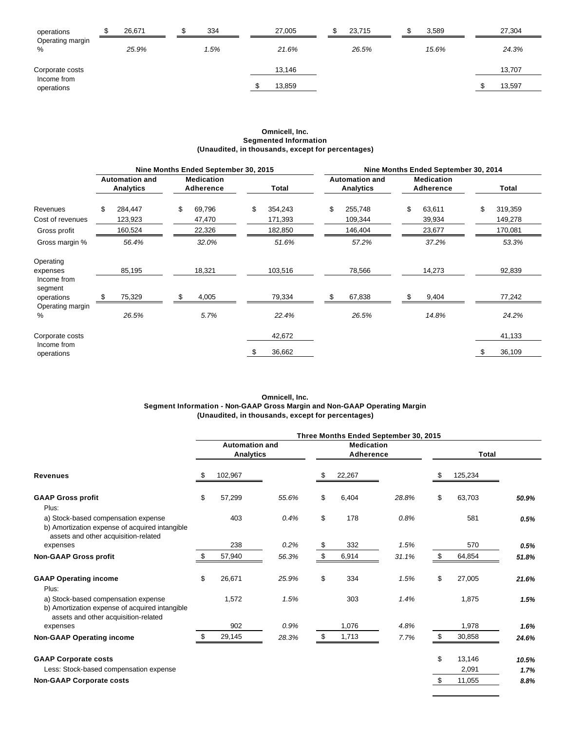| | | | | | | |
|---|---|---|---|---|---|---|
| operations | $ 26,671 | $ 334 | 27,005 | $ 23,715 | $ 3,589 | 27,304 |
| Operating margin % | *25.9%* | *1.5%* | *21.6%* | *26.5%* | *15.6%* | *24.3%* |
| Corporate costs | | | 13,146 | | | 13,707 |
| Income from operations | | | $ 13,859 | | | $ 13,597 |

**Omnicell, Inc.**
**Segmented Information**
**(Unaudited, in thousands, except for percentages)**

| | Nine Months Ended September 30, 2015 | | | Nine Months Ended September 30, 2014 | | |
|---|---|---|---|---|---|---|
| | Automation and Analytics | Medication Adherence | Total | Automation and Analytics | Medication Adherence | Total |
| Revenues | $ 284,447 | $ 69,796 | $ 354,243 | $ 255,748 | $ 63,611 | $ 319,359 |
| Cost of revenues | 123,923 | 47,470 | 171,393 | 109,344 | 39,934 | 149,278 |
| Gross profit | 160,524 | 22,326 | 182,850 | 146,404 | 23,677 | 170,081 |
| Gross margin % | *56.4%* | *32.0%* | *51.6%* | *57.2%* | *37.2%* | *53.3%* |
| Operating expenses | 85,195 | 18,321 | 103,516 | 78,566 | 14,273 | 92,839 |
| Income from segment operations | $ 75,329 | $ 4,005 | 79,334 | $ 67,838 | $ 9,404 | 77,242 |
| Operating margin % | *26.5%* | *5.7%* | *22.4%* | *26.5%* | *14.8%* | *24.2%* |
| Corporate costs | | | 42,672 | | | 41,133 |
| Income from operations | | | $ 36,662 | | | $ 36,109 |

**Omnicell, Inc.**
**Segment Information - Non-GAAP Gross Margin and Non-GAAP Operating Margin**
**(Unaudited, in thousands, except for percentages)**

| | Three Months Ended September 30, 2015 | | | | | |
|---|---|---|---|---|---|---|
| | Automation and Analytics | | Medication Adherence | | Total | |
| **Revenues** | $ 102,967 | | $ 22,267 | | $ 125,234 | |
| **GAAP Gross profit** | $ 57,299 | *55.6%* | $ 6,404 | *28.8%* | $ 63,703 | ***50.9%*** |
| Plus: | | | | | | |
| a) Stock-based compensation expense | 403 | *0.4%* | $ 178 | *0.8%* | 581 | ***0.5%*** |
| b) Amortization expense of acquired intangible assets and other acquisition-related expenses | 238 | *0.2%* | $ 332 | *1.5%* | 570 | ***0.5%*** |
| **Non-GAAP Gross profit** | $ 57,940 | *56.3%* | $ 6,914 | *31.1%* | $ 64,854 | ***51.8%*** |
| **GAAP Operating income** | $ 26,671 | *25.9%* | $ 334 | *1.5%* | $ 27,005 | ***21.6%*** |
| Plus: | | | | | | |
| a) Stock-based compensation expense | 1,572 | *1.5%* | 303 | *1.4%* | 1,875 | ***1.5%*** |
| b) Amortization expense of acquired intangible assets and other acquisition-related expenses | 902 | *0.9%* | 1,076 | *4.8%* | 1,978 | ***1.6%*** |
| **Non-GAAP Operating income** | $ 29,145 | *28.3%* | $ 1,713 | *7.7%* | $ 30,858 | ***24.6%*** |
| **GAAP Corporate costs** | | | | | $ 13,146 | ***10.5%*** |
| Less: Stock-based compensation expense | | | | | 2,091 | ***1.7%*** |
| **Non-GAAP Corporate costs** | | | | | $ 11,055 | ***8.8%*** |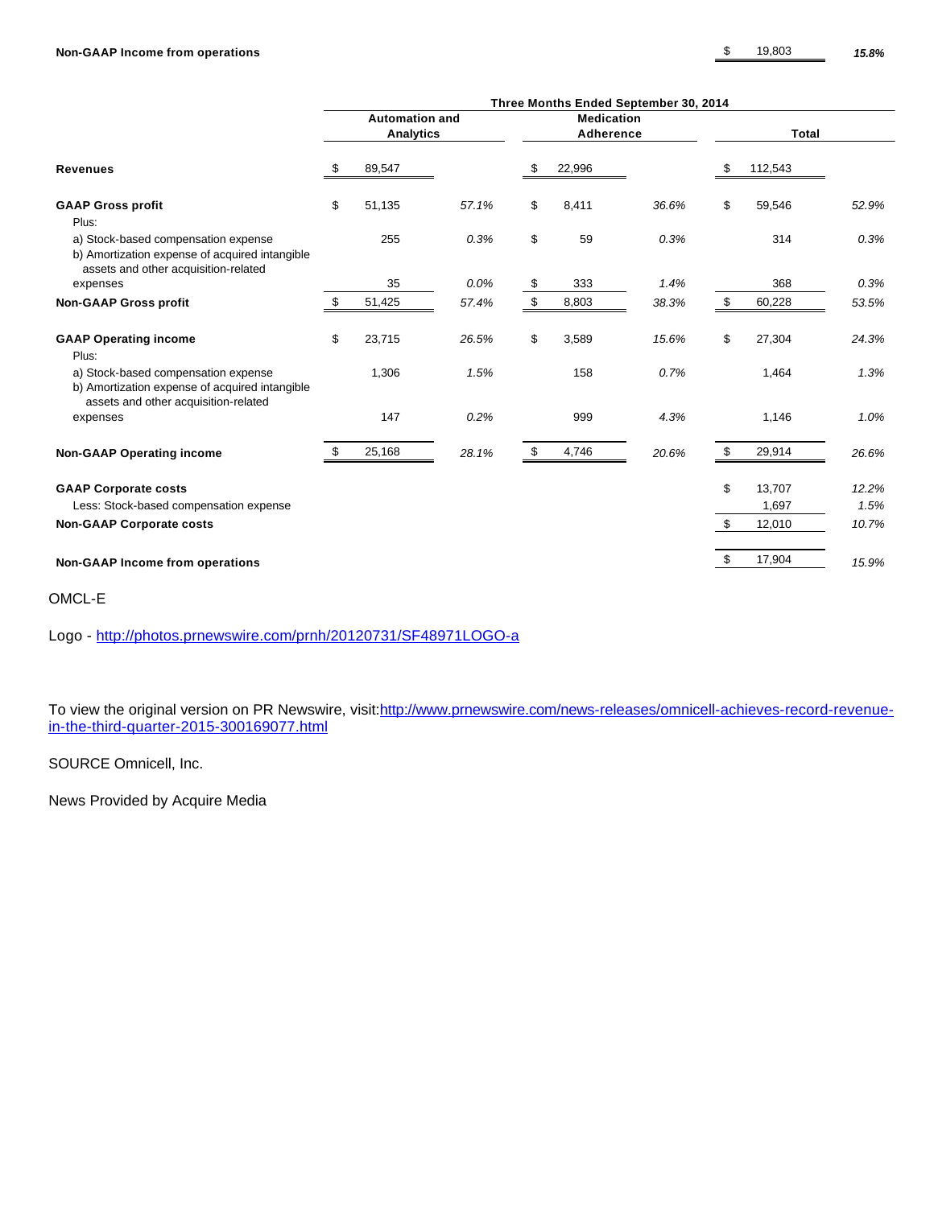| | | | | | | | | |
|---|---|---|---|---|---|---|---|---|
| **Non-GAAP Income from operations** | | | | | | | $ 19,803 | ***15.8%*** |

| | Three Months Ended September 30, 2014 | | | | | |
|---|---|---|---|---|---|---|
| | **Automation and Analytics** | | **Medication Adherence** | | **Total** | |
| **Revenues** | $ 89,547 | | $ 22,996 | | $ 112,543 | |
| **GAAP Gross profit** | $ 51,135 | *57.1%* | $ 8,411 | *36.6%* | $ 59,546 | *52.9%* |
| Plus: | | | | | | |
| a) Stock-based compensation expense | 255 | *0.3%* | $ 59 | *0.3%* | 314 | *0.3%* |
| b) Amortization expense of acquired intangible assets and other acquisition-related expenses | 35 | *0.0%* | $ 333 | *1.4%* | 368 | *0.3%* |
| **Non-GAAP Gross profit** | $ 51,425 | *57.4%* | $ 8,803 | *38.3%* | $ 60,228 | *53.5%* |
| **GAAP Operating income** | $ 23,715 | *26.5%* | $ 3,589 | *15.6%* | $ 27,304 | *24.3%* |
| Plus: | | | | | | |
| a) Stock-based compensation expense | 1,306 | *1.5%* | 158 | *0.7%* | 1,464 | *1.3%* |
| b) Amortization expense of acquired intangible assets and other acquisition-related expenses | 147 | *0.2%* | 999 | *4.3%* | 1,146 | *1.0%* |
| **Non-GAAP Operating income** | $ 25,168 | *28.1%* | $ 4,746 | *20.6%* | $ 29,914 | *26.6%* |
| **GAAP Corporate costs** | | | | | $ 13,707 | *12.2%* |
| Less: Stock-based compensation expense | | | | | 1,697 | *1.5%* |
| **Non-GAAP Corporate costs** | | | | | $ 12,010 | *10.7%* |
| **Non-GAAP Income from operations** | | | | | $ 17,904 | *15.9%* |

OMCL-E

Logo - http://photos.prnewswire.com/prnh/20120731/SF48971LOGO-a

To view the original version on PR Newswire, visit:http://www.prnewswire.com/news-releases/omnicell-achieves-record-revenue-in-the-third-quarter-2015-300169077.html

SOURCE Omnicell, Inc.

News Provided by Acquire Media